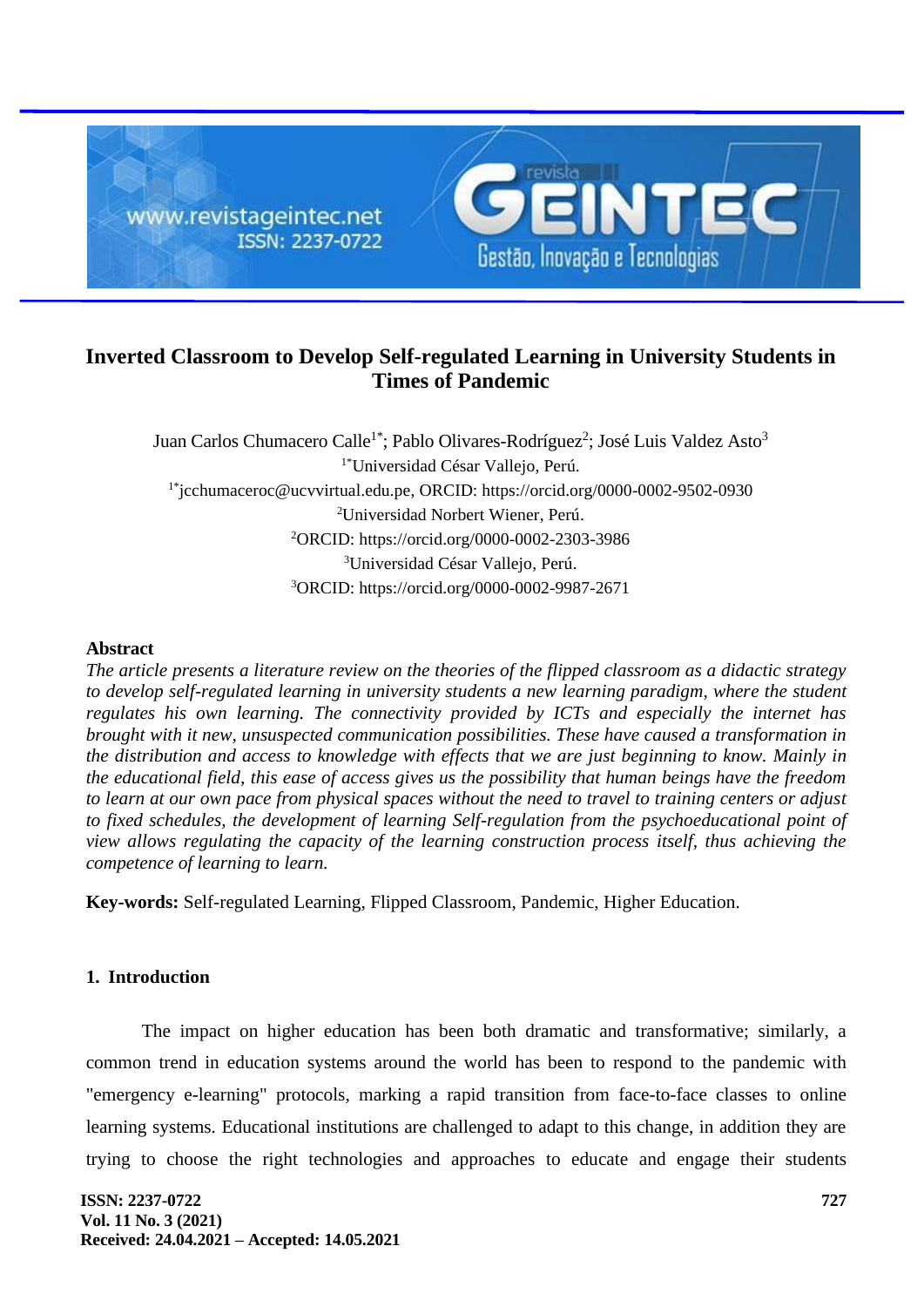# Inverted Classroom to Develop Self-regulated Learning in University Students in Times of Pandemic

Juan Carlos Chumacero Calle[1*]; Pablo Olivares-Rodríguez[2]; José Luis Valdez Asto[3]

[1*]Universidad César Vallejo, Perú.

[1*]jcchumaceroc@ucvvirtual.edu.pe, ORCID: https://orcid.org/0000-0002-9502-0930

[2]Universidad Norbert Wiener, Perú.

[2]ORCID: https://orcid.org/0000-0002-2303-3986

[3]Universidad César Vallejo, Perú.

[3]ORCID: https://orcid.org/0000-0002-9987-2671

## Abstract

*The article presents a literature review on the theories of the flipped classroom as a didactic strategy to develop self-regulated learning in university students a new learning paradigm, where the student regulates his own learning. The connectivity provided by ICTs and especially the internet has brought with it new, unsuspected communication possibilities. These have caused a transformation in the distribution and access to knowledge with effects that we are just beginning to know. Mainly in the educational field, this ease of access gives us the possibility that human beings have the freedom to learn at our own pace from physical spaces without the need to travel to training centers or adjust to fixed schedules, the development of learning Self-regulation from the psychoeducational point of view allows regulating the capacity of the learning construction process itself, thus achieving the competence of learning to learn.*

**Key-words:** Self-regulated Learning, Flipped Classroom, Pandemic, Higher Education.

## 1. Introduction

The impact on higher education has been both dramatic and transformative; similarly, a common trend in education systems around the world has been to respond to the pandemic with "emergency e-learning" protocols, marking a rapid transition from face-to-face classes to online learning systems. Educational institutions are challenged to adapt to this change, in addition they are trying to choose the right technologies and approaches to educate and engage their students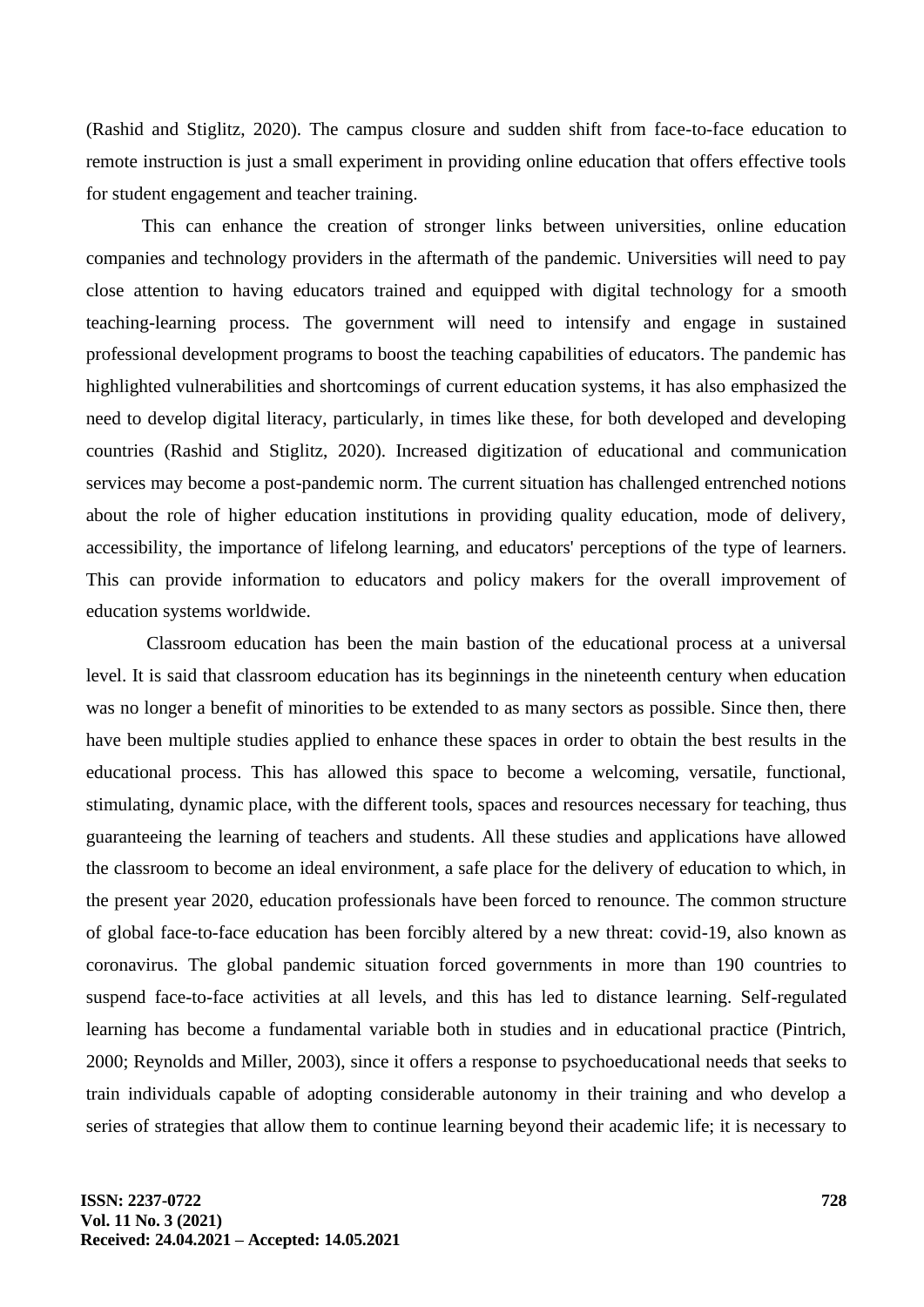(Rashid and Stiglitz, 2020). The campus closure and sudden shift from face-to-face education to remote instruction is just a small experiment in providing online education that offers effective tools for student engagement and teacher training.

This can enhance the creation of stronger links between universities, online education companies and technology providers in the aftermath of the pandemic. Universities will need to pay close attention to having educators trained and equipped with digital technology for a smooth teaching-learning process. The government will need to intensify and engage in sustained professional development programs to boost the teaching capabilities of educators. The pandemic has highlighted vulnerabilities and shortcomings of current education systems, it has also emphasized the need to develop digital literacy, particularly, in times like these, for both developed and developing countries (Rashid and Stiglitz, 2020). Increased digitization of educational and communication services may become a post-pandemic norm. The current situation has challenged entrenched notions about the role of higher education institutions in providing quality education, mode of delivery, accessibility, the importance of lifelong learning, and educators' perceptions of the type of learners. This can provide information to educators and policy makers for the overall improvement of education systems worldwide.

Classroom education has been the main bastion of the educational process at a universal level. It is said that classroom education has its beginnings in the nineteenth century when education was no longer a benefit of minorities to be extended to as many sectors as possible. Since then, there have been multiple studies applied to enhance these spaces in order to obtain the best results in the educational process. This has allowed this space to become a welcoming, versatile, functional, stimulating, dynamic place, with the different tools, spaces and resources necessary for teaching, thus guaranteeing the learning of teachers and students. All these studies and applications have allowed the classroom to become an ideal environment, a safe place for the delivery of education to which, in the present year 2020, education professionals have been forced to renounce. The common structure of global face-to-face education has been forcibly altered by a new threat: covid-19, also known as coronavirus. The global pandemic situation forced governments in more than 190 countries to suspend face-to-face activities at all levels, and this has led to distance learning. Self-regulated learning has become a fundamental variable both in studies and in educational practice (Pintrich, 2000; Reynolds and Miller, 2003), since it offers a response to psychoeducational needs that seeks to train individuals capable of adopting considerable autonomy in their training and who develop a series of strategies that allow them to continue learning beyond their academic life; it is necessary to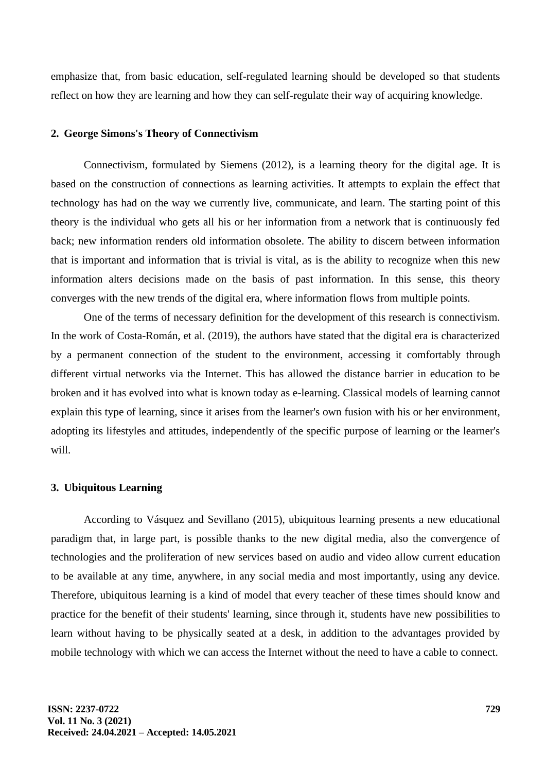emphasize that, from basic education, self-regulated learning should be developed so that students reflect on how they are learning and how they can self-regulate their way of acquiring knowledge.

## 2. George Simons's Theory of Connectivism

Connectivism, formulated by Siemens (2012), is a learning theory for the digital age. It is based on the construction of connections as learning activities. It attempts to explain the effect that technology has had on the way we currently live, communicate, and learn. The starting point of this theory is the individual who gets all his or her information from a network that is continuously fed back; new information renders old information obsolete. The ability to discern between information that is important and information that is trivial is vital, as is the ability to recognize when this new information alters decisions made on the basis of past information. In this sense, this theory converges with the new trends of the digital era, where information flows from multiple points.

One of the terms of necessary definition for the development of this research is connectivism. In the work of Costa-Román, et al. (2019), the authors have stated that the digital era is characterized by a permanent connection of the student to the environment, accessing it comfortably through different virtual networks via the Internet. This has allowed the distance barrier in education to be broken and it has evolved into what is known today as e-learning. Classical models of learning cannot explain this type of learning, since it arises from the learner's own fusion with his or her environment, adopting its lifestyles and attitudes, independently of the specific purpose of learning or the learner's will.

## 3. Ubiquitous Learning

According to Vásquez and Sevillano (2015), ubiquitous learning presents a new educational paradigm that, in large part, is possible thanks to the new digital media, also the convergence of technologies and the proliferation of new services based on audio and video allow current education to be available at any time, anywhere, in any social media and most importantly, using any device. Therefore, ubiquitous learning is a kind of model that every teacher of these times should know and practice for the benefit of their students' learning, since through it, students have new possibilities to learn without having to be physically seated at a desk, in addition to the advantages provided by mobile technology with which we can access the Internet without the need to have a cable to connect.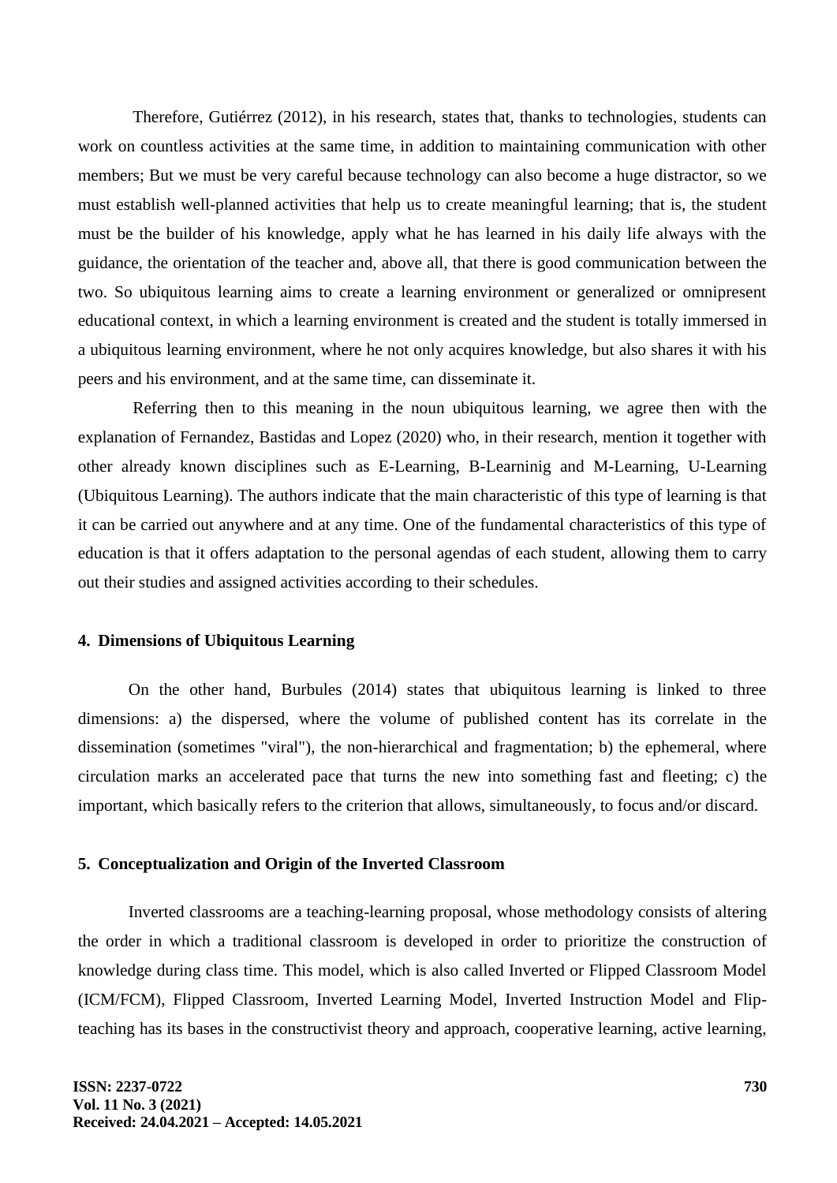Therefore, Gutiérrez (2012), in his research, states that, thanks to technologies, students can work on countless activities at the same time, in addition to maintaining communication with other members; But we must be very careful because technology can also become a huge distractor, so we must establish well-planned activities that help us to create meaningful learning; that is, the student must be the builder of his knowledge, apply what he has learned in his daily life always with the guidance, the orientation of the teacher and, above all, that there is good communication between the two. So ubiquitous learning aims to create a learning environment or generalized or omnipresent educational context, in which a learning environment is created and the student is totally immersed in a ubiquitous learning environment, where he not only acquires knowledge, but also shares it with his peers and his environment, and at the same time, can disseminate it.

Referring then to this meaning in the noun ubiquitous learning, we agree then with the explanation of Fernandez, Bastidas and Lopez (2020) who, in their research, mention it together with other already known disciplines such as E-Learning, B-Learninig and M-Learning, U-Learning (Ubiquitous Learning). The authors indicate that the main characteristic of this type of learning is that it can be carried out anywhere and at any time. One of the fundamental characteristics of this type of education is that it offers adaptation to the personal agendas of each student, allowing them to carry out their studies and assigned activities according to their schedules.

## 4. Dimensions of Ubiquitous Learning

On the other hand, Burbules (2014) states that ubiquitous learning is linked to three dimensions: a) the dispersed, where the volume of published content has its correlate in the dissemination (sometimes "viral"), the non-hierarchical and fragmentation; b) the ephemeral, where circulation marks an accelerated pace that turns the new into something fast and fleeting; c) the important, which basically refers to the criterion that allows, simultaneously, to focus and/or discard.

## 5. Conceptualization and Origin of the Inverted Classroom

Inverted classrooms are a teaching-learning proposal, whose methodology consists of altering the order in which a traditional classroom is developed in order to prioritize the construction of knowledge during class time. This model, which is also called Inverted or Flipped Classroom Model (ICM/FCM), Flipped Classroom, Inverted Learning Model, Inverted Instruction Model and Flip-teaching has its bases in the constructivist theory and approach, cooperative learning, active learning,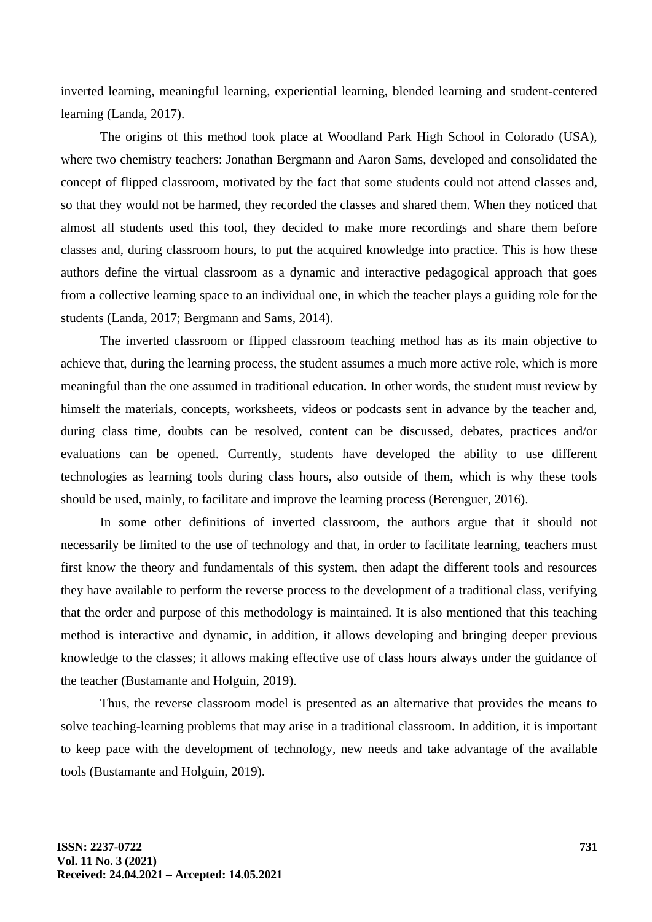inverted learning, meaningful learning, experiential learning, blended learning and student-centered learning (Landa, 2017).

The origins of this method took place at Woodland Park High School in Colorado (USA), where two chemistry teachers: Jonathan Bergmann and Aaron Sams, developed and consolidated the concept of flipped classroom, motivated by the fact that some students could not attend classes and, so that they would not be harmed, they recorded the classes and shared them. When they noticed that almost all students used this tool, they decided to make more recordings and share them before classes and, during classroom hours, to put the acquired knowledge into practice. This is how these authors define the virtual classroom as a dynamic and interactive pedagogical approach that goes from a collective learning space to an individual one, in which the teacher plays a guiding role for the students (Landa, 2017; Bergmann and Sams, 2014).

The inverted classroom or flipped classroom teaching method has as its main objective to achieve that, during the learning process, the student assumes a much more active role, which is more meaningful than the one assumed in traditional education. In other words, the student must review by himself the materials, concepts, worksheets, videos or podcasts sent in advance by the teacher and, during class time, doubts can be resolved, content can be discussed, debates, practices and/or evaluations can be opened. Currently, students have developed the ability to use different technologies as learning tools during class hours, also outside of them, which is why these tools should be used, mainly, to facilitate and improve the learning process (Berenguer, 2016).

In some other definitions of inverted classroom, the authors argue that it should not necessarily be limited to the use of technology and that, in order to facilitate learning, teachers must first know the theory and fundamentals of this system, then adapt the different tools and resources they have available to perform the reverse process to the development of a traditional class, verifying that the order and purpose of this methodology is maintained. It is also mentioned that this teaching method is interactive and dynamic, in addition, it allows developing and bringing deeper previous knowledge to the classes; it allows making effective use of class hours always under the guidance of the teacher (Bustamante and Holguin, 2019).

Thus, the reverse classroom model is presented as an alternative that provides the means to solve teaching-learning problems that may arise in a traditional classroom. In addition, it is important to keep pace with the development of technology, new needs and take advantage of the available tools (Bustamante and Holguin, 2019).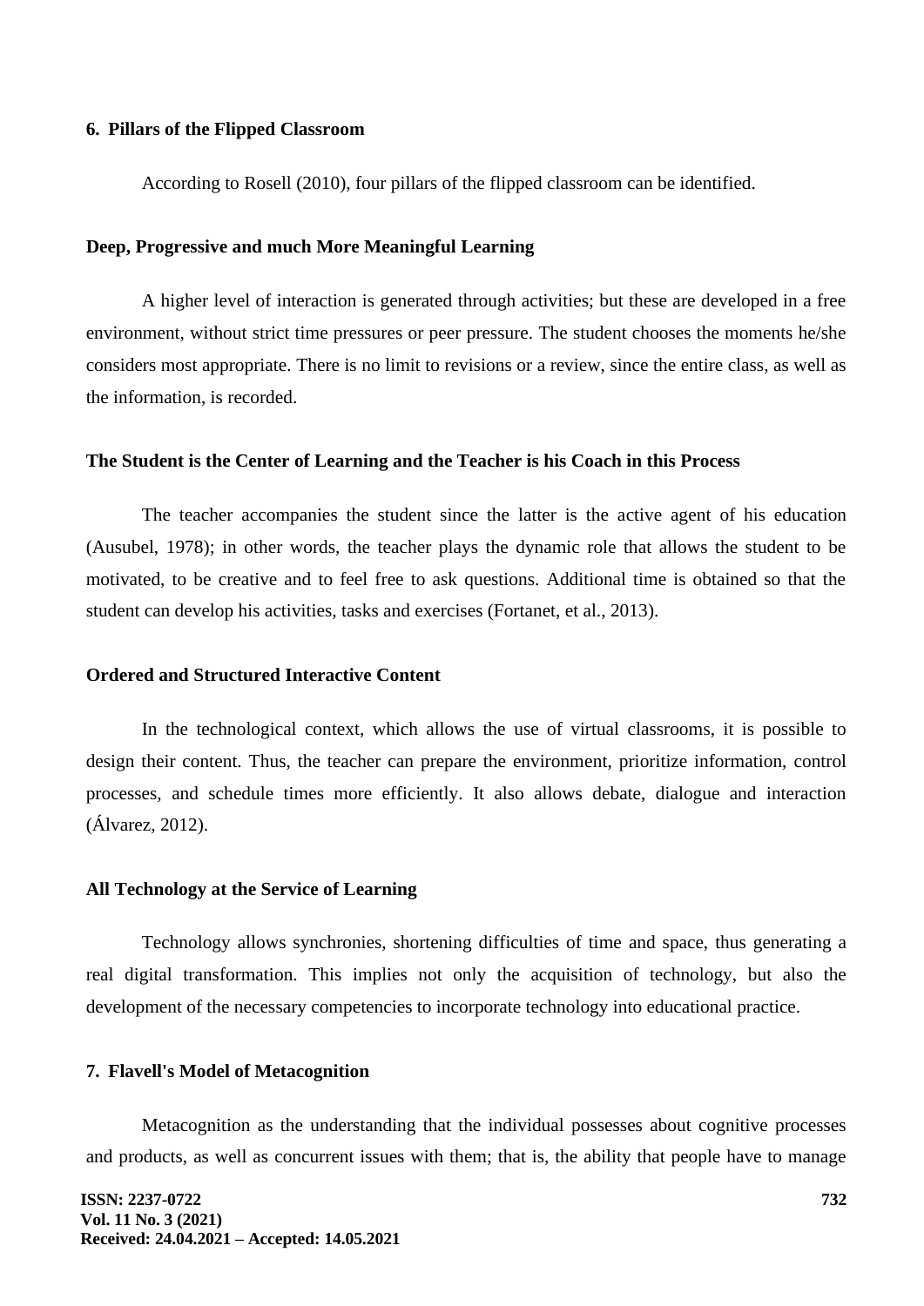## 6. Pillars of the Flipped Classroom

According to Rosell (2010), four pillars of the flipped classroom can be identified.

### Deep, Progressive and much More Meaningful Learning

A higher level of interaction is generated through activities; but these are developed in a free environment, without strict time pressures or peer pressure. The student chooses the moments he/she considers most appropriate. There is no limit to revisions or a review, since the entire class, as well as the information, is recorded.

### The Student is the Center of Learning and the Teacher is his Coach in this Process

The teacher accompanies the student since the latter is the active agent of his education (Ausubel, 1978); in other words, the teacher plays the dynamic role that allows the student to be motivated, to be creative and to feel free to ask questions. Additional time is obtained so that the student can develop his activities, tasks and exercises (Fortanet, et al., 2013).

### Ordered and Structured Interactive Content

In the technological context, which allows the use of virtual classrooms, it is possible to design their content. Thus, the teacher can prepare the environment, prioritize information, control processes, and schedule times more efficiently. It also allows debate, dialogue and interaction (Álvarez, 2012).

### All Technology at the Service of Learning

Technology allows synchronies, shortening difficulties of time and space, thus generating a real digital transformation. This implies not only the acquisition of technology, but also the development of the necessary competencies to incorporate technology into educational practice.

## 7. Flavell's Model of Metacognition

Metacognition as the understanding that the individual possesses about cognitive processes and products, as well as concurrent issues with them; that is, the ability that people have to manage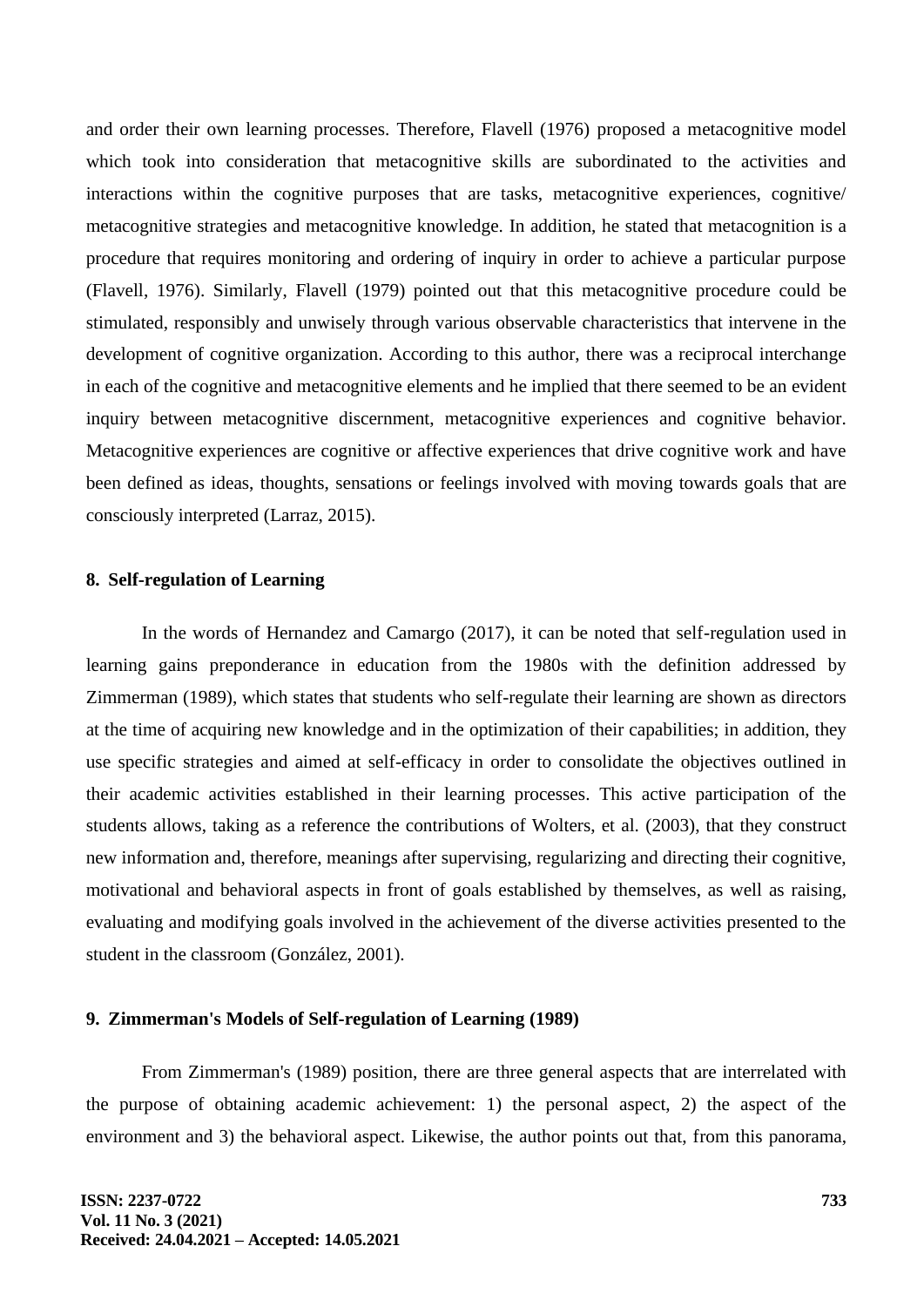and order their own learning processes. Therefore, Flavell (1976) proposed a metacognitive model which took into consideration that metacognitive skills are subordinated to the activities and interactions within the cognitive purposes that are tasks, metacognitive experiences, cognitive/ metacognitive strategies and metacognitive knowledge. In addition, he stated that metacognition is a procedure that requires monitoring and ordering of inquiry in order to achieve a particular purpose (Flavell, 1976). Similarly, Flavell (1979) pointed out that this metacognitive procedure could be stimulated, responsibly and unwisely through various observable characteristics that intervene in the development of cognitive organization. According to this author, there was a reciprocal interchange in each of the cognitive and metacognitive elements and he implied that there seemed to be an evident inquiry between metacognitive discernment, metacognitive experiences and cognitive behavior. Metacognitive experiences are cognitive or affective experiences that drive cognitive work and have been defined as ideas, thoughts, sensations or feelings involved with moving towards goals that are consciously interpreted (Larraz, 2015).

## 8. Self-regulation of Learning

In the words of Hernandez and Camargo (2017), it can be noted that self-regulation used in learning gains preponderance in education from the 1980s with the definition addressed by Zimmerman (1989), which states that students who self-regulate their learning are shown as directors at the time of acquiring new knowledge and in the optimization of their capabilities; in addition, they use specific strategies and aimed at self-efficacy in order to consolidate the objectives outlined in their academic activities established in their learning processes. This active participation of the students allows, taking as a reference the contributions of Wolters, et al. (2003), that they construct new information and, therefore, meanings after supervising, regularizing and directing their cognitive, motivational and behavioral aspects in front of goals established by themselves, as well as raising, evaluating and modifying goals involved in the achievement of the diverse activities presented to the student in the classroom (González, 2001).

## 9. Zimmerman's Models of Self-regulation of Learning (1989)

From Zimmerman's (1989) position, there are three general aspects that are interrelated with the purpose of obtaining academic achievement: 1) the personal aspect, 2) the aspect of the environment and 3) the behavioral aspect. Likewise, the author points out that, from this panorama,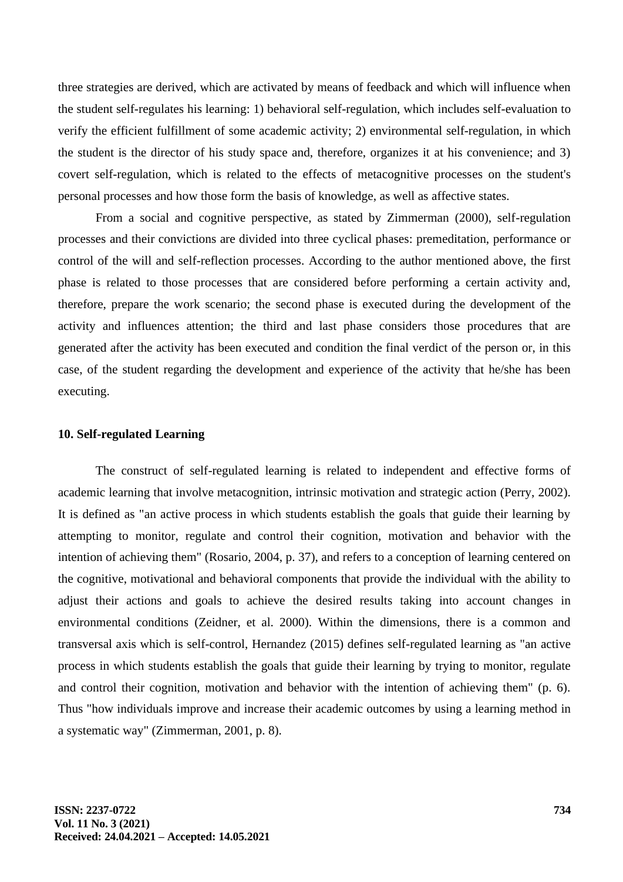three strategies are derived, which are activated by means of feedback and which will influence when the student self-regulates his learning: 1) behavioral self-regulation, which includes self-evaluation to verify the efficient fulfillment of some academic activity; 2) environmental self-regulation, in which the student is the director of his study space and, therefore, organizes it at his convenience; and 3) covert self-regulation, which is related to the effects of metacognitive processes on the student's personal processes and how those form the basis of knowledge, as well as affective states.

From a social and cognitive perspective, as stated by Zimmerman (2000), self-regulation processes and their convictions are divided into three cyclical phases: premeditation, performance or control of the will and self-reflection processes. According to the author mentioned above, the first phase is related to those processes that are considered before performing a certain activity and, therefore, prepare the work scenario; the second phase is executed during the development of the activity and influences attention; the third and last phase considers those procedures that are generated after the activity has been executed and condition the final verdict of the person or, in this case, of the student regarding the development and experience of the activity that he/she has been executing.

## 10. Self-regulated Learning

The construct of self-regulated learning is related to independent and effective forms of academic learning that involve metacognition, intrinsic motivation and strategic action (Perry, 2002). It is defined as "an active process in which students establish the goals that guide their learning by attempting to monitor, regulate and control their cognition, motivation and behavior with the intention of achieving them" (Rosario, 2004, p. 37), and refers to a conception of learning centered on the cognitive, motivational and behavioral components that provide the individual with the ability to adjust their actions and goals to achieve the desired results taking into account changes in environmental conditions (Zeidner, et al. 2000). Within the dimensions, there is a common and transversal axis which is self-control, Hernandez (2015) defines self-regulated learning as "an active process in which students establish the goals that guide their learning by trying to monitor, regulate and control their cognition, motivation and behavior with the intention of achieving them" (p. 6). Thus "how individuals improve and increase their academic outcomes by using a learning method in a systematic way" (Zimmerman, 2001, p. 8).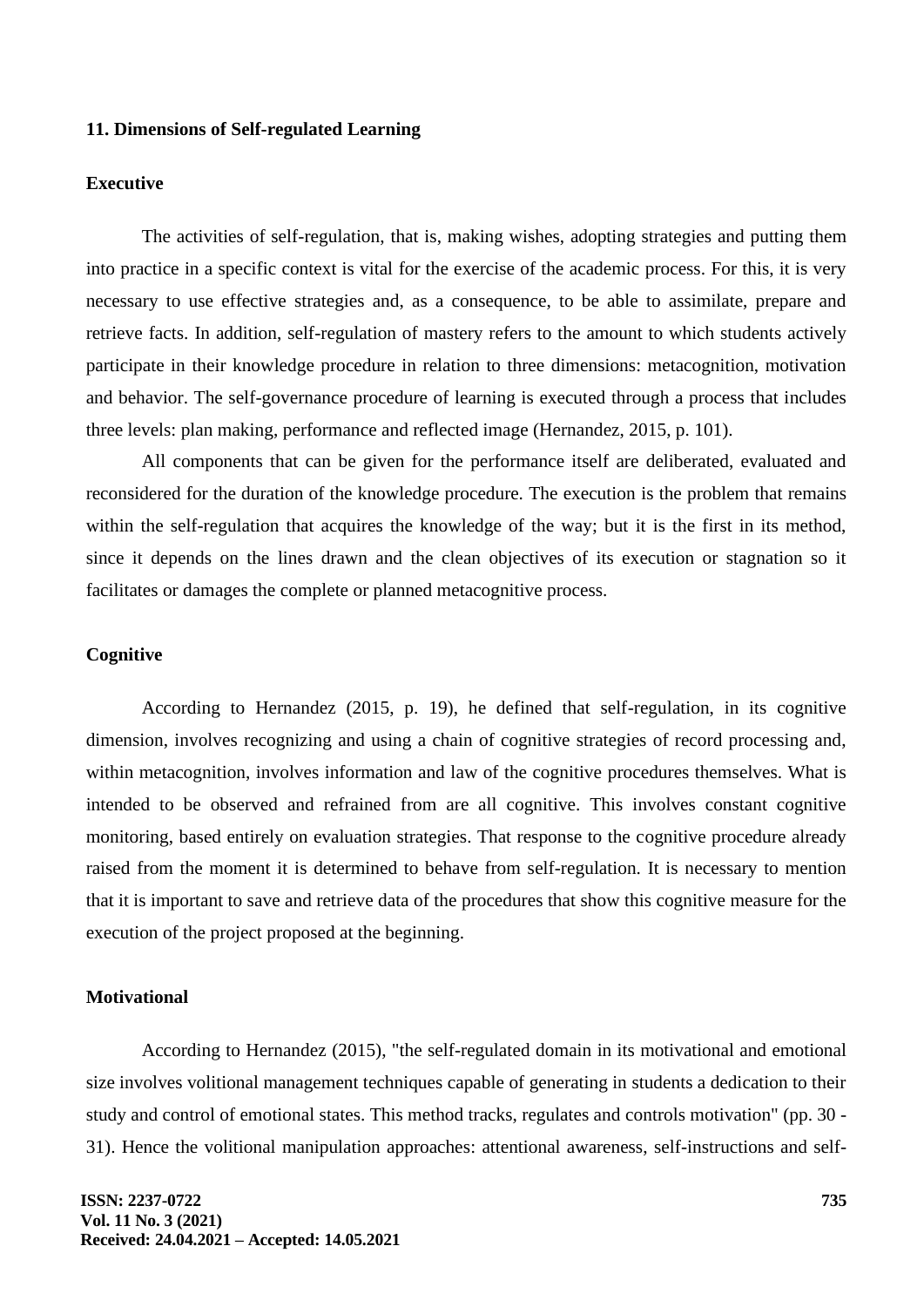## 11. Dimensions of Self-regulated Learning

### Executive

The activities of self-regulation, that is, making wishes, adopting strategies and putting them into practice in a specific context is vital for the exercise of the academic process. For this, it is very necessary to use effective strategies and, as a consequence, to be able to assimilate, prepare and retrieve facts. In addition, self-regulation of mastery refers to the amount to which students actively participate in their knowledge procedure in relation to three dimensions: metacognition, motivation and behavior. The self-governance procedure of learning is executed through a process that includes three levels: plan making, performance and reflected image (Hernandez, 2015, p. 101).

All components that can be given for the performance itself are deliberated, evaluated and reconsidered for the duration of the knowledge procedure. The execution is the problem that remains within the self-regulation that acquires the knowledge of the way; but it is the first in its method, since it depends on the lines drawn and the clean objectives of its execution or stagnation so it facilitates or damages the complete or planned metacognitive process.

### Cognitive

According to Hernandez (2015, p. 19), he defined that self-regulation, in its cognitive dimension, involves recognizing and using a chain of cognitive strategies of record processing and, within metacognition, involves information and law of the cognitive procedures themselves. What is intended to be observed and refrained from are all cognitive. This involves constant cognitive monitoring, based entirely on evaluation strategies. That response to the cognitive procedure already raised from the moment it is determined to behave from self-regulation. It is necessary to mention that it is important to save and retrieve data of the procedures that show this cognitive measure for the execution of the project proposed at the beginning.

### Motivational

According to Hernandez (2015), "the self-regulated domain in its motivational and emotional size involves volitional management techniques capable of generating in students a dedication to their study and control of emotional states. This method tracks, regulates and controls motivation" (pp. 30 - 31). Hence the volitional manipulation approaches: attentional awareness, self-instructions and self-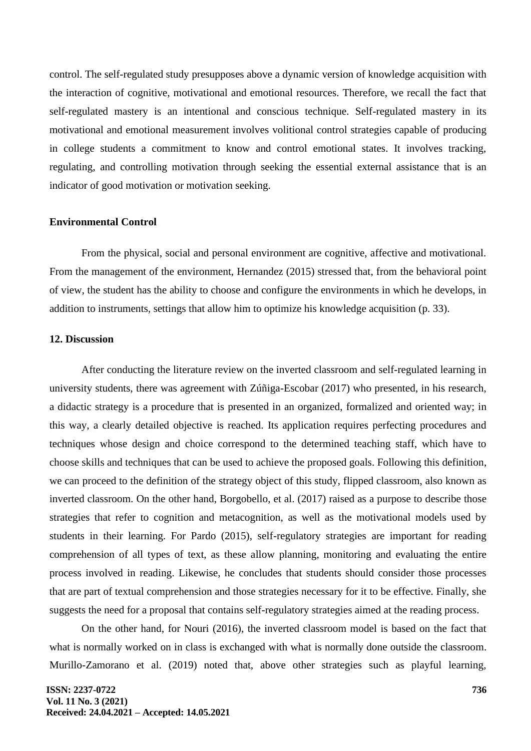control. The self-regulated study presupposes above a dynamic version of knowledge acquisition with the interaction of cognitive, motivational and emotional resources. Therefore, we recall the fact that self-regulated mastery is an intentional and conscious technique. Self-regulated mastery in its motivational and emotional measurement involves volitional control strategies capable of producing in college students a commitment to know and control emotional states. It involves tracking, regulating, and controlling motivation through seeking the essential external assistance that is an indicator of good motivation or motivation seeking.

**Environmental Control**

From the physical, social and personal environment are cognitive, affective and motivational. From the management of the environment, Hernandez (2015) stressed that, from the behavioral point of view, the student has the ability to choose and configure the environments in which he develops, in addition to instruments, settings that allow him to optimize his knowledge acquisition (p. 33).

## 12. Discussion

After conducting the literature review on the inverted classroom and self-regulated learning in university students, there was agreement with Zúñiga-Escobar (2017) who presented, in his research, a didactic strategy is a procedure that is presented in an organized, formalized and oriented way; in this way, a clearly detailed objective is reached. Its application requires perfecting procedures and techniques whose design and choice correspond to the determined teaching staff, which have to choose skills and techniques that can be used to achieve the proposed goals. Following this definition, we can proceed to the definition of the strategy object of this study, flipped classroom, also known as inverted classroom. On the other hand, Borgobello, et al. (2017) raised as a purpose to describe those strategies that refer to cognition and metacognition, as well as the motivational models used by students in their learning. For Pardo (2015), self-regulatory strategies are important for reading comprehension of all types of text, as these allow planning, monitoring and evaluating the entire process involved in reading. Likewise, he concludes that students should consider those processes that are part of textual comprehension and those strategies necessary for it to be effective. Finally, she suggests the need for a proposal that contains self-regulatory strategies aimed at the reading process.

On the other hand, for Nouri (2016), the inverted classroom model is based on the fact that what is normally worked on in class is exchanged with what is normally done outside the classroom. Murillo-Zamorano et al. (2019) noted that, above other strategies such as playful learning,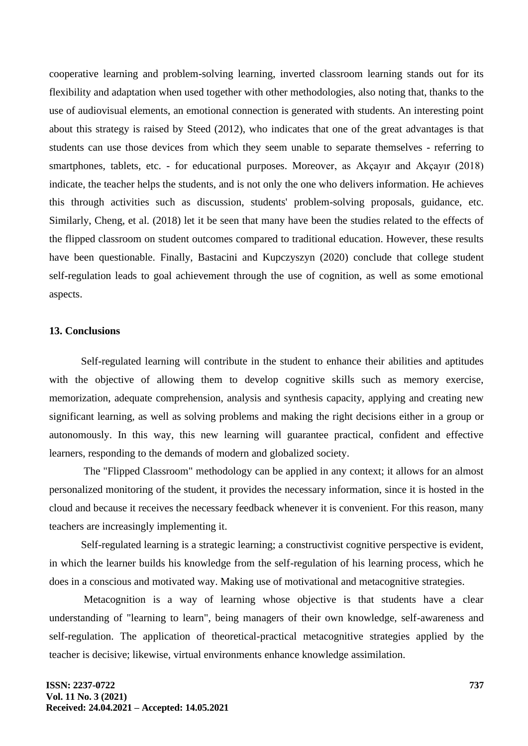cooperative learning and problem-solving learning, inverted classroom learning stands out for its flexibility and adaptation when used together with other methodologies, also noting that, thanks to the use of audiovisual elements, an emotional connection is generated with students. An interesting point about this strategy is raised by Steed (2012), who indicates that one of the great advantages is that students can use those devices from which they seem unable to separate themselves - referring to smartphones, tablets, etc. - for educational purposes. Moreover, as Akçayır and Akçayır (2018) indicate, the teacher helps the students, and is not only the one who delivers information. He achieves this through activities such as discussion, students' problem-solving proposals, guidance, etc. Similarly, Cheng, et al. (2018) let it be seen that many have been the studies related to the effects of the flipped classroom on student outcomes compared to traditional education. However, these results have been questionable. Finally, Bastacini and Kupczyszyn (2020) conclude that college student self-regulation leads to goal achievement through the use of cognition, as well as some emotional aspects.

## 13. Conclusions

Self-regulated learning will contribute in the student to enhance their abilities and aptitudes with the objective of allowing them to develop cognitive skills such as memory exercise, memorization, adequate comprehension, analysis and synthesis capacity, applying and creating new significant learning, as well as solving problems and making the right decisions either in a group or autonomously. In this way, this new learning will guarantee practical, confident and effective learners, responding to the demands of modern and globalized society.

The "Flipped Classroom" methodology can be applied in any context; it allows for an almost personalized monitoring of the student, it provides the necessary information, since it is hosted in the cloud and because it receives the necessary feedback whenever it is convenient. For this reason, many teachers are increasingly implementing it.

Self-regulated learning is a strategic learning; a constructivist cognitive perspective is evident, in which the learner builds his knowledge from the self-regulation of his learning process, which he does in a conscious and motivated way. Making use of motivational and metacognitive strategies.

Metacognition is a way of learning whose objective is that students have a clear understanding of "learning to learn", being managers of their own knowledge, self-awareness and self-regulation. The application of theoretical-practical metacognitive strategies applied by the teacher is decisive; likewise, virtual environments enhance knowledge assimilation.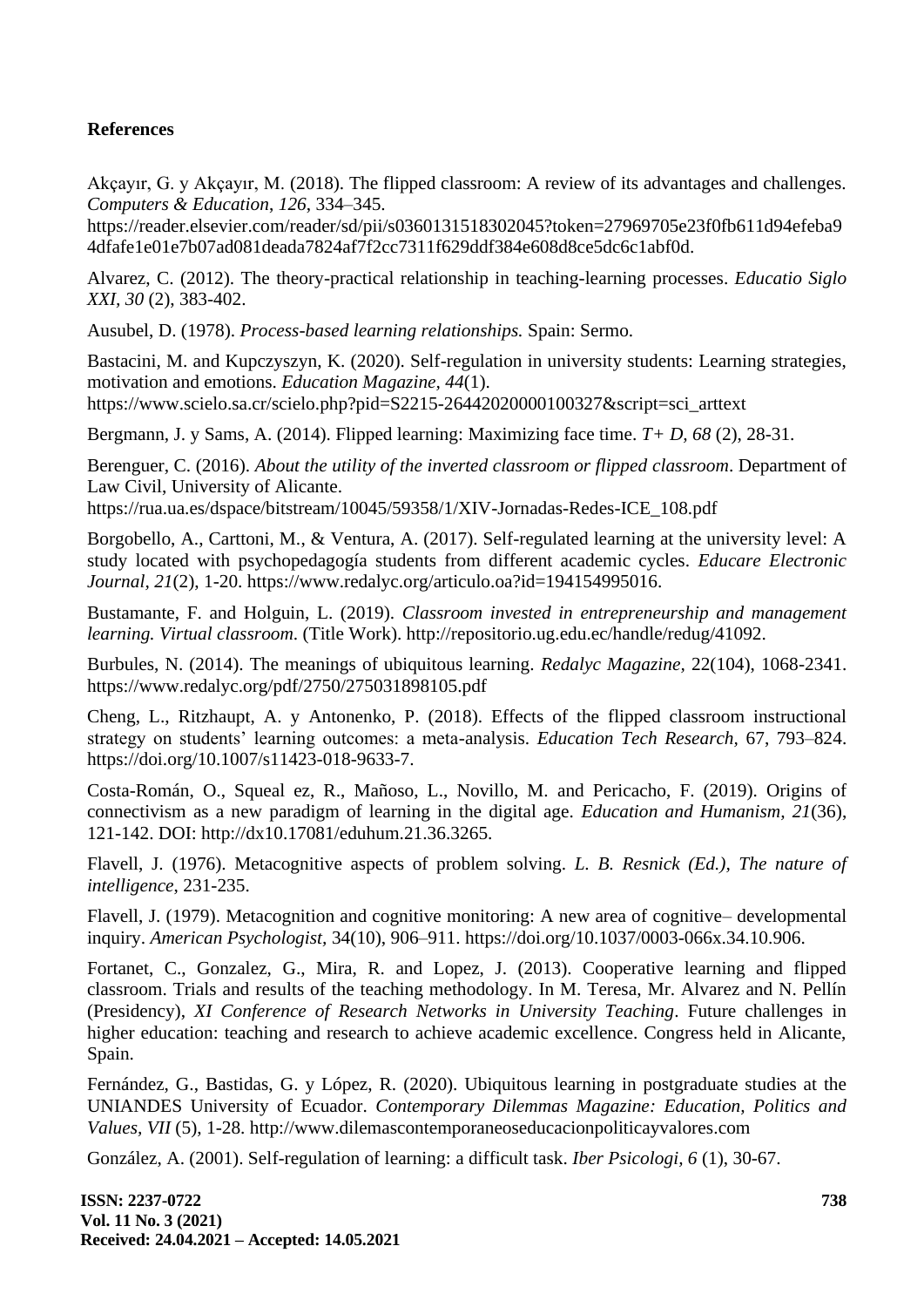**References**

Akçayır, G. y Akçayır, M. (2018). The flipped classroom: A review of its advantages and challenges. *Computers & Education*, *126*, 334–345. https://reader.elsevier.com/reader/sd/pii/s0360131518302045?token=27969705e23f0fb611d94efeba94dfafe1e01e7b07ad081deada7824af7f2cc7311f629ddf384e608d8ce5dc6c1abf0d.

Alvarez, C. (2012). The theory-practical relationship in teaching-learning processes. *Educatio Siglo XXI, 30* (2), 383-402.

Ausubel, D. (1978). *Process-based learning relationships.* Spain: Sermo.

Bastacini, M. and Kupczyszyn, K. (2020). Self-regulation in university students: Learning strategies, motivation and emotions. *Education Magazine*, *44*(1). https://www.scielo.sa.cr/scielo.php?pid=S2215-26442020000100327&script=sci_arttext

Bergmann, J. y Sams, A. (2014). Flipped learning: Maximizing face time. *T+ D, 68* (2), 28-31.

Berenguer, C. (2016). *About the utility of the inverted classroom or flipped classroom*. Department of Law Civil, University of Alicante. https://rua.ua.es/dspace/bitstream/10045/59358/1/XIV-Jornadas-Redes-ICE_108.pdf

Borgobello, A., Carttoni, M., & Ventura, A. (2017). Self-regulated learning at the university level: A study located with psychopedagogía students from different academic cycles. *Educare Electronic Journal*, *21*(2), 1-20. https://www.redalyc.org/articulo.oa?id=194154995016.

Bustamante, F. and Holguin, L. (2019). *Classroom invested in entrepreneurship and management learning. Virtual classroom*. (Title Work). http://repositorio.ug.edu.ec/handle/redug/41092.

Burbules, N. (2014). The meanings of ubiquitous learning. *Redalyc Magazine*, 22(104), 1068-2341. https://www.redalyc.org/pdf/2750/275031898105.pdf

Cheng, L., Ritzhaupt, A. y Antonenko, P. (2018). Effects of the flipped classroom instructional strategy on students' learning outcomes: a meta-analysis. *Education Tech Research*, 67, 793–824. https://doi.org/10.1007/s11423-018-9633-7.

Costa-Román, O., Squeal ez, R., Mañoso, L., Novillo, M. and Pericacho, F. (2019). Origins of connectivism as a new paradigm of learning in the digital age. *Education and Humanism*, *21*(36), 121-142. DOI: http://dx10.17081/eduhum.21.36.3265.

Flavell, J. (1976). Metacognitive aspects of problem solving. *L. B. Resnick (Ed.), The nature of intelligence*, 231-235.

Flavell, J. (1979). Metacognition and cognitive monitoring: A new area of cognitive– developmental inquiry. *American Psychologist,* 34(10), 906–911. https://doi.org/10.1037/0003-066x.34.10.906.

Fortanet, C., Gonzalez, G., Mira, R. and Lopez, J. (2013). Cooperative learning and flipped classroom. Trials and results of the teaching methodology. In M. Teresa, Mr. Alvarez and N. Pellín (Presidency), *XI Conference of Research Networks in University Teaching*. Future challenges in higher education: teaching and research to achieve academic excellence. Congress held in Alicante, Spain.

Fernández, G., Bastidas, G. y López, R. (2020). Ubiquitous learning in postgraduate studies at the UNIANDES University of Ecuador. *Contemporary Dilemmas Magazine: Education, Politics and Values, VII* (5), 1-28. http://www.dilemascontemporaneoseducacionpoliticayvalores.com

González, A. (2001). Self-regulation of learning: a difficult task. *Iber Psicologi, 6* (1), 30-67.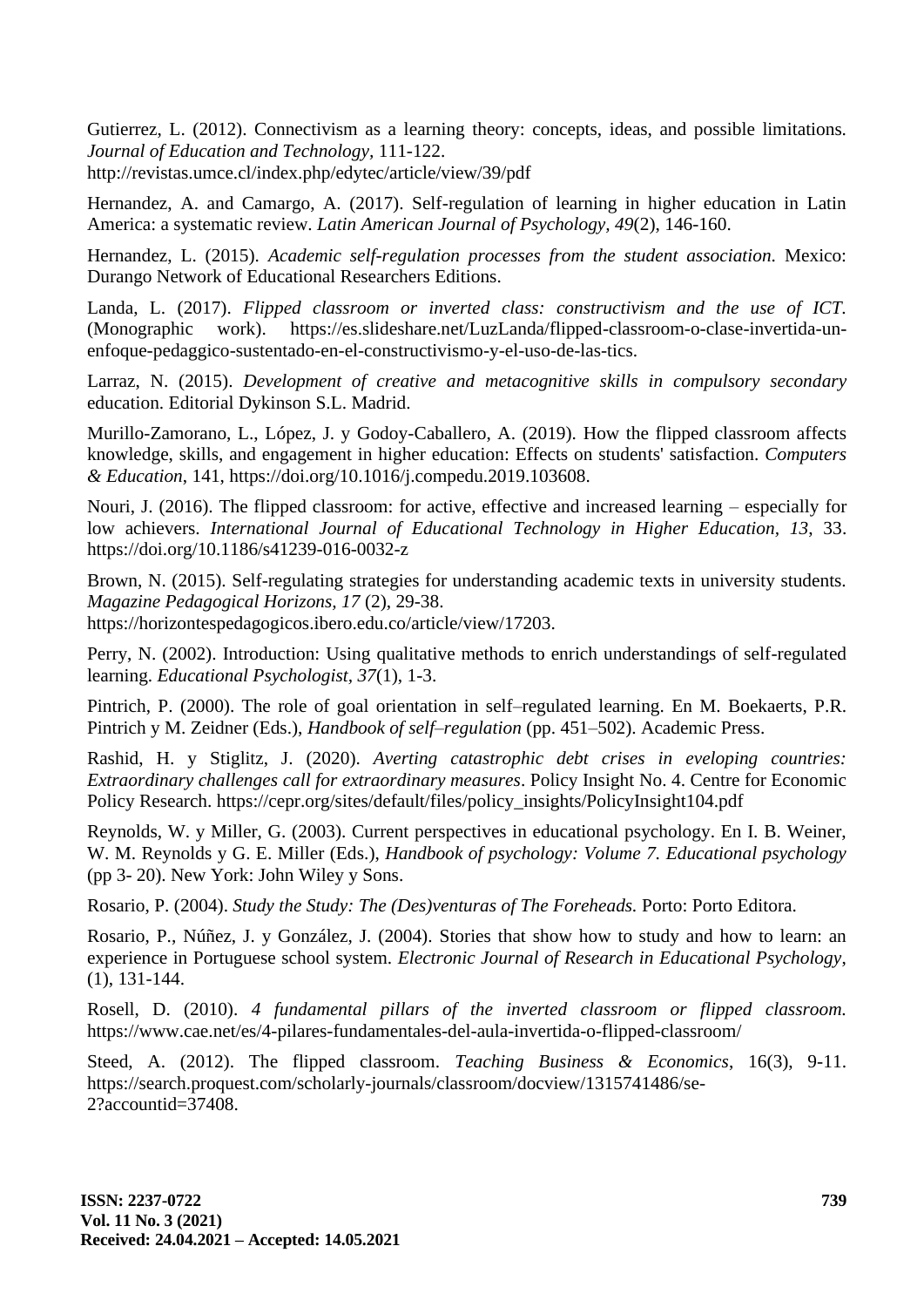Gutierrez, L. (2012). Connectivism as a learning theory: concepts, ideas, and possible limitations. *Journal of Education and Technology*, 111-122. http://revistas.umce.cl/index.php/edytec/article/view/39/pdf

Hernandez, A. and Camargo, A. (2017). Self-regulation of learning in higher education in Latin America: a systematic review. *Latin American Journal of Psychology*, *49*(2), 146-160.

Hernandez, L. (2015). *Academic self-regulation processes from the student association*. Mexico: Durango Network of Educational Researchers Editions.

Landa, L. (2017). *Flipped classroom or inverted class: constructivism and the use of ICT*. (Monographic work). https://es.slideshare.net/LuzLanda/flipped-classroom-o-clase-invertida-un-enfoque-pedaggico-sustentado-en-el-constructivismo-y-el-uso-de-las-tics.

Larraz, N. (2015). *Development of creative and metacognitive skills in compulsory secondary* education. Editorial Dykinson S.L. Madrid.

Murillo-Zamorano, L., López, J. y Godoy-Caballero, A. (2019). How the flipped classroom affects knowledge, skills, and engagement in higher education: Effects on students' satisfaction. *Computers & Education*, 141, https://doi.org/10.1016/j.compedu.2019.103608.

Nouri, J. (2016). The flipped classroom: for active, effective and increased learning – especially for low achievers. *International Journal of Educational Technology in Higher Education, 13*, 33. https://doi.org/10.1186/s41239-016-0032-z

Brown, N. (2015). Self-regulating strategies for understanding academic texts in university students. *Magazine Pedagogical Horizons*, *17* (2), 29-38. https://horizontespedagogicos.ibero.edu.co/article/view/17203.

Perry, N. (2002). Introduction: Using qualitative methods to enrich understandings of self-regulated learning. *Educational Psychologist*, *37*(1), 1-3.

Pintrich, P. (2000). The role of goal orientation in self–regulated learning. En M. Boekaerts, P.R. Pintrich y M. Zeidner (Eds.), *Handbook of self–regulation* (pp. 451–502). Academic Press.

Rashid, H. y Stiglitz, J. (2020). *Averting catastrophic debt crises in eveloping countries: Extraordinary challenges call for extraordinary measures*. Policy Insight No. 4. Centre for Economic Policy Research. https://cepr.org/sites/default/files/policy_insights/PolicyInsight104.pdf

Reynolds, W. y Miller, G. (2003). Current perspectives in educational psychology. En I. B. Weiner, W. M. Reynolds y G. E. Miller (Eds.), *Handbook of psychology: Volume 7. Educational psychology* (pp 3- 20). New York: John Wiley y Sons.

Rosario, P. (2004). *Study the Study: The (Des)venturas of The Foreheads.* Porto: Porto Editora.

Rosario, P., Núñez, J. y González, J. (2004). Stories that show how to study and how to learn: an experience in Portuguese school system. *Electronic Journal of Research in Educational Psychology*, (1), 131-144.

Rosell, D. (2010). *4 fundamental pillars of the inverted classroom or flipped classroom*. https://www.cae.net/es/4-pilares-fundamentales-del-aula-invertida-o-flipped-classroom/

Steed, A. (2012). The flipped classroom. *Teaching Business & Economics*, 16(3), 9-11. https://search.proquest.com/scholarly-journals/classroom/docview/1315741486/se-2?accountid=37408.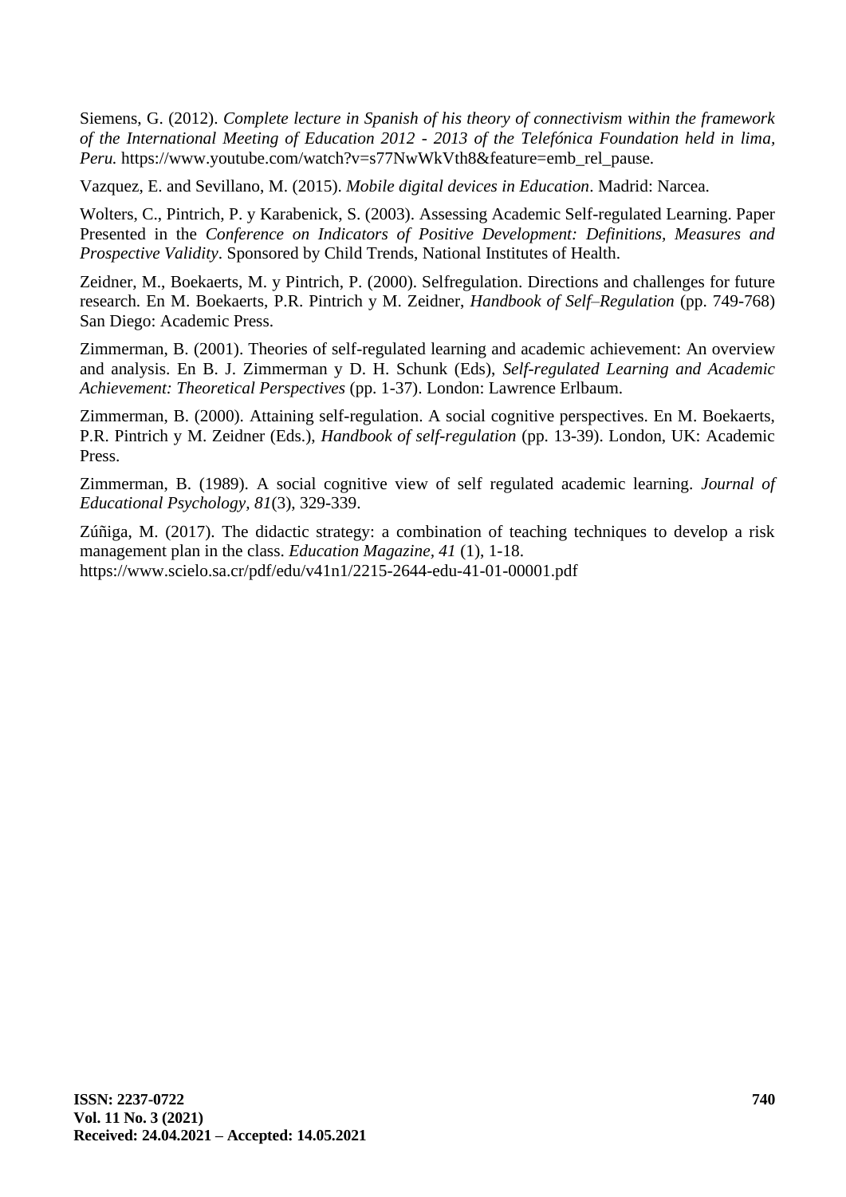Siemens, G. (2012). *Complete lecture in Spanish of his theory of connectivism within the framework of the International Meeting of Education 2012 - 2013 of the Telefónica Foundation held in lima, Peru.* https://www.youtube.com/watch?v=s77NwWkVth8&feature=emb_rel_pause.

Vazquez, E. and Sevillano, M. (2015). *Mobile digital devices in Education*. Madrid: Narcea.

Wolters, C., Pintrich, P. y Karabenick, S. (2003). Assessing Academic Self-regulated Learning. Paper Presented in the *Conference on Indicators of Positive Development: Definitions, Measures and Prospective Validity*. Sponsored by Child Trends, National Institutes of Health.

Zeidner, M., Boekaerts, M. y Pintrich, P. (2000). Selfregulation. Directions and challenges for future research. En M. Boekaerts, P.R. Pintrich y M. Zeidner, *Handbook of Self–Regulation* (pp. 749-768) San Diego: Academic Press.

Zimmerman, B. (2001). Theories of self-regulated learning and academic achievement: An overview and analysis. En B. J. Zimmerman y D. H. Schunk (Eds), *Self-regulated Learning and Academic Achievement: Theoretical Perspectives* (pp. 1-37). London: Lawrence Erlbaum.

Zimmerman, B. (2000). Attaining self-regulation. A social cognitive perspectives. En M. Boekaerts, P.R. Pintrich y M. Zeidner (Eds.), *Handbook of self-regulation* (pp. 13-39). London, UK: Academic Press.

Zimmerman, B. (1989). A social cognitive view of self regulated academic learning. *Journal of Educational Psychology, 81*(3), 329-339.

Zúñiga, M. (2017). The didactic strategy: a combination of teaching techniques to develop a risk management plan in the class. *Education Magazine, 41* (1), 1-18. https://www.scielo.sa.cr/pdf/edu/v41n1/2215-2644-edu-41-01-00001.pdf